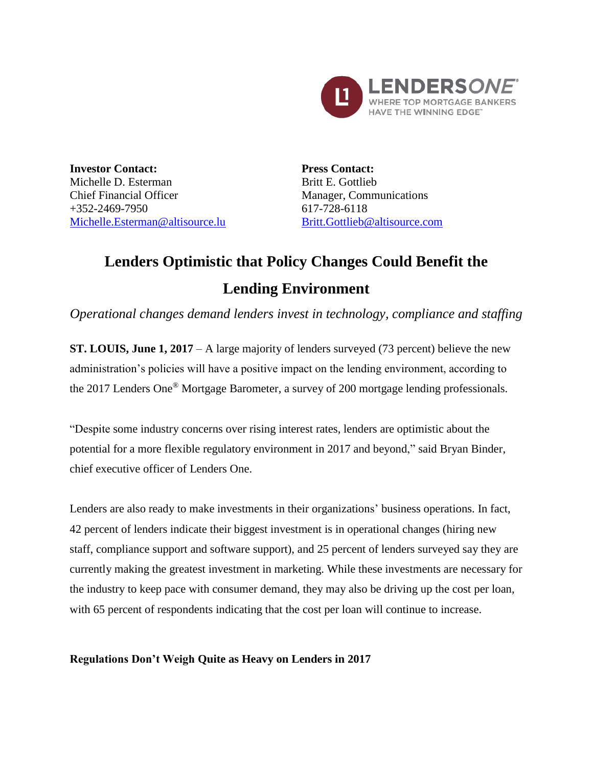LENDERSONE®
WHERE TOP MORTGAGE BANKERS HAVE THE WINNING EDGE™

**Investor Contact:**
Michelle D. Esterman
Chief Financial Officer
+352-2469-7950
Michelle.Esterman@altisource.lu

**Press Contact:**
Britt E. Gottlieb
Manager, Communications
617-728-6118
Britt.Gottlieb@altisource.com

# Lenders Optimistic that Policy Changes Could Benefit the Lending Environment

*Operational changes demand lenders invest in technology, compliance and staffing*

**ST. LOUIS, June 1, 2017** – A large majority of lenders surveyed (73 percent) believe the new administration's policies will have a positive impact on the lending environment, according to the 2017 Lenders One® Mortgage Barometer, a survey of 200 mortgage lending professionals.

"Despite some industry concerns over rising interest rates, lenders are optimistic about the potential for a more flexible regulatory environment in 2017 and beyond," said Bryan Binder, chief executive officer of Lenders One.

Lenders are also ready to make investments in their organizations' business operations. In fact, 42 percent of lenders indicate their biggest investment is in operational changes (hiring new staff, compliance support and software support), and 25 percent of lenders surveyed say they are currently making the greatest investment in marketing. While these investments are necessary for the industry to keep pace with consumer demand, they may also be driving up the cost per loan, with 65 percent of respondents indicating that the cost per loan will continue to increase.

**Regulations Don't Weigh Quite as Heavy on Lenders in 2017**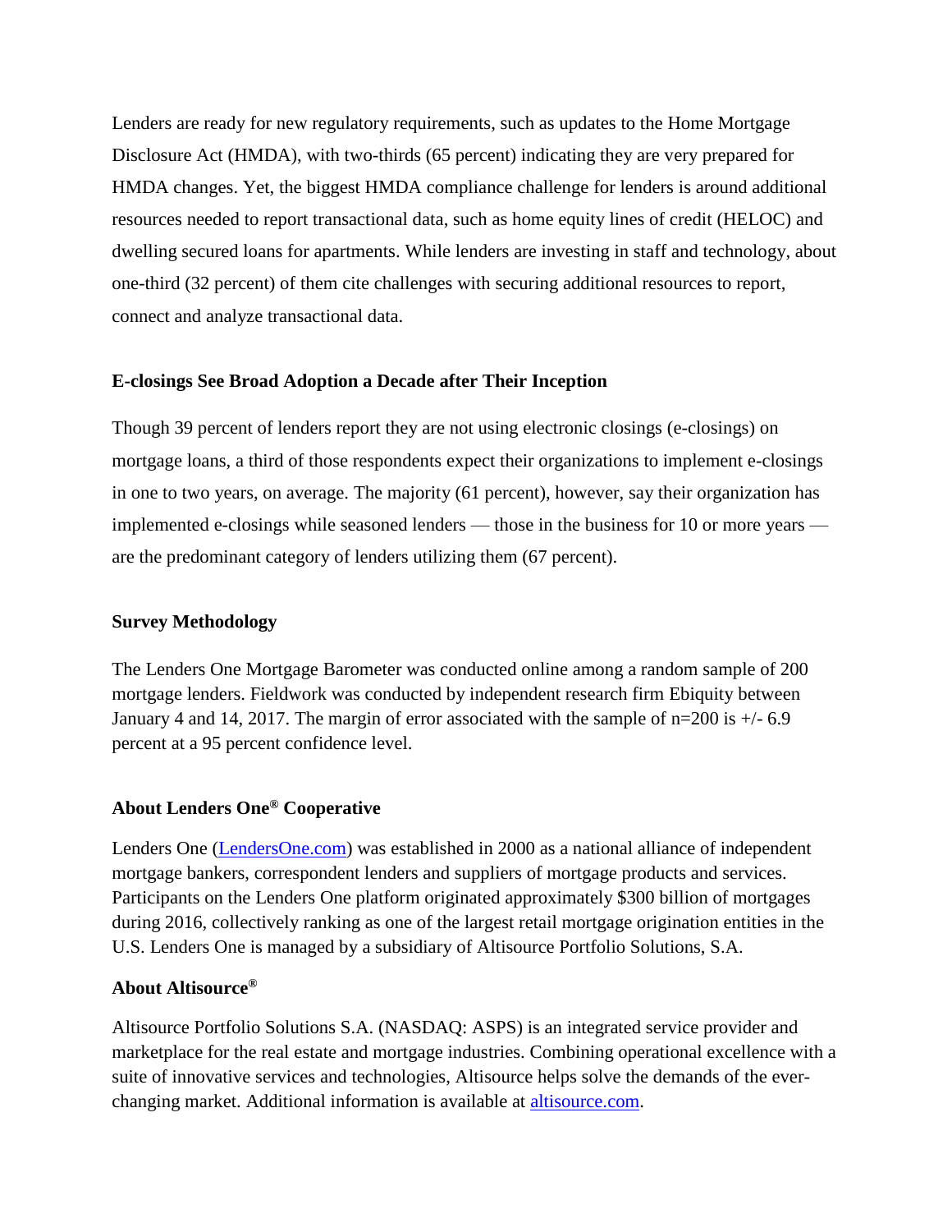Lenders are ready for new regulatory requirements, such as updates to the Home Mortgage Disclosure Act (HMDA), with two-thirds (65 percent) indicating they are very prepared for HMDA changes. Yet, the biggest HMDA compliance challenge for lenders is around additional resources needed to report transactional data, such as home equity lines of credit (HELOC) and dwelling secured loans for apartments. While lenders are investing in staff and technology, about one-third (32 percent) of them cite challenges with securing additional resources to report, connect and analyze transactional data.

**E-closings See Broad Adoption a Decade after Their Inception**

Though 39 percent of lenders report they are not using electronic closings (e-closings) on mortgage loans, a third of those respondents expect their organizations to implement e-closings in one to two years, on average. The majority (61 percent), however, say their organization has implemented e-closings while seasoned lenders — those in the business for 10 or more years — are the predominant category of lenders utilizing them (67 percent).

**Survey Methodology**

The Lenders One Mortgage Barometer was conducted online among a random sample of 200 mortgage lenders. Fieldwork was conducted by independent research firm Ebiquity between January 4 and 14, 2017. The margin of error associated with the sample of n=200 is +/- 6.9 percent at a 95 percent confidence level.

**About Lenders One® Cooperative**

Lenders One ([LendersOne.com](LendersOne.com)) was established in 2000 as a national alliance of independent mortgage bankers, correspondent lenders and suppliers of mortgage products and services. Participants on the Lenders One platform originated approximately $300 billion of mortgages during 2016, collectively ranking as one of the largest retail mortgage origination entities in the U.S. Lenders One is managed by a subsidiary of Altisource Portfolio Solutions, S.A.

**About Altisource®**

Altisource Portfolio Solutions S.A. (NASDAQ: ASPS) is an integrated service provider and marketplace for the real estate and mortgage industries. Combining operational excellence with a suite of innovative services and technologies, Altisource helps solve the demands of the ever-changing market. Additional information is available at [altisource.com](altisource.com).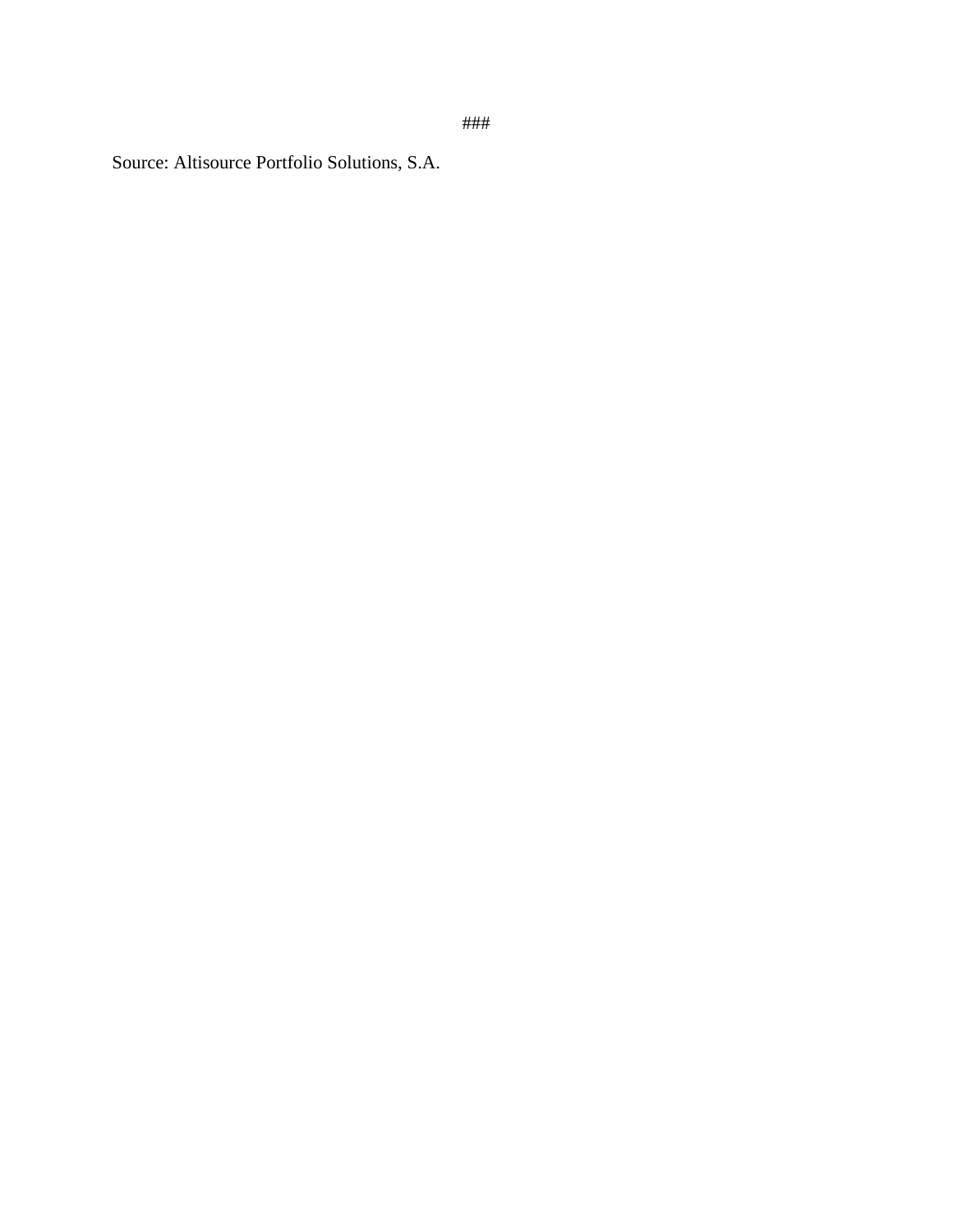###

Source: Altisource Portfolio Solutions, S.A.